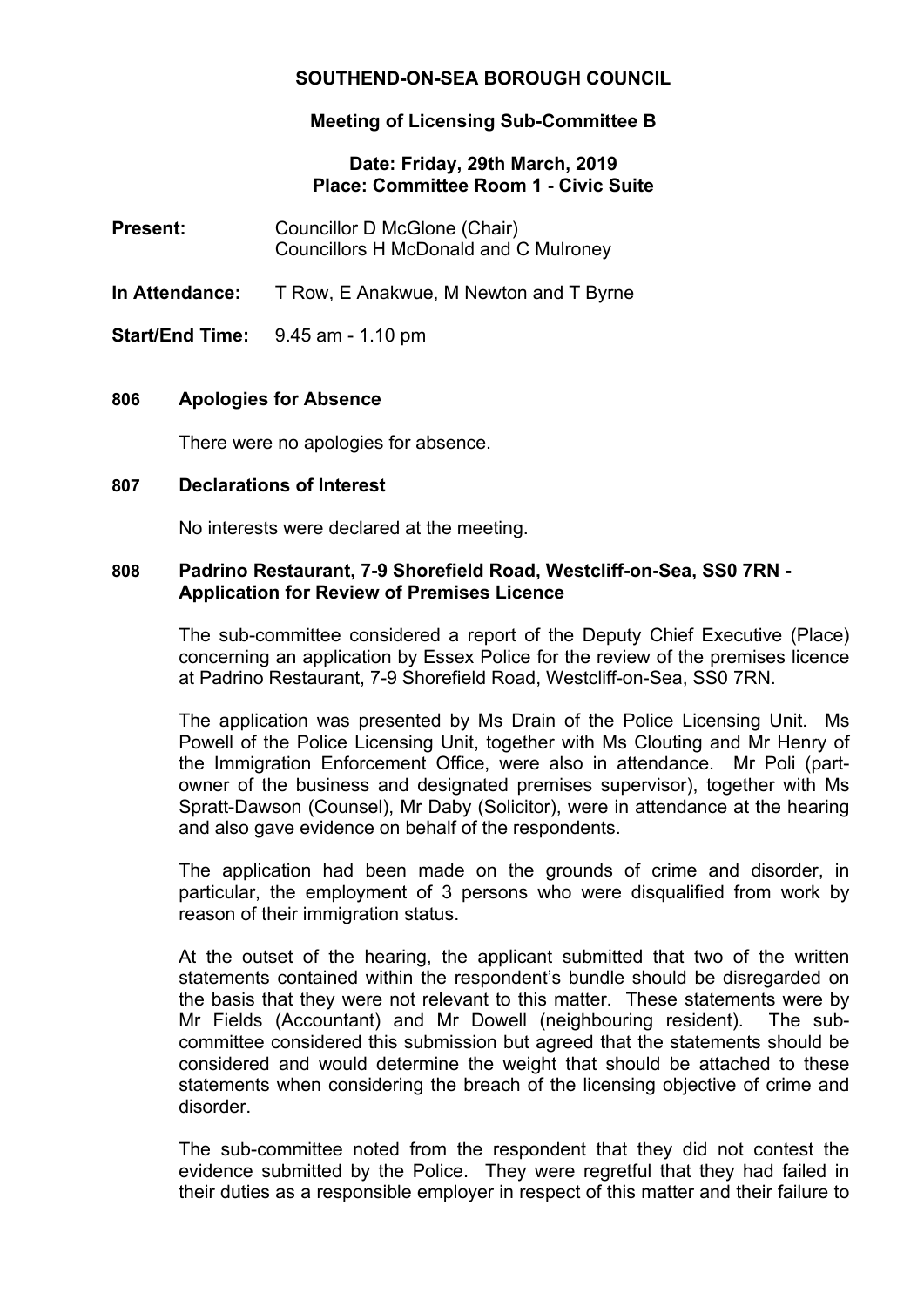# SOUTHEND-ON-SEA BOROUGH COUNCIL

## Meeting of Licensing Sub-Committee B

**Date: Friday, 29th March, 2019**
**Place: Committee Room 1 - Civic Suite**

**Present:** Councillor D McGlone (Chair)
Councillors H McDonald and C Mulroney

**In Attendance:** T Row, E Anakwue, M Newton and T Byrne

**Start/End Time:** 9.45 am - 1.10 pm

### 806 Apologies for Absence

There were no apologies for absence.

### 807 Declarations of Interest

No interests were declared at the meeting.

### 808 Padrino Restaurant, 7-9 Shorefield Road, Westcliff-on-Sea, SS0 7RN - Application for Review of Premises Licence

The sub-committee considered a report of the Deputy Chief Executive (Place) concerning an application by Essex Police for the review of the premises licence at Padrino Restaurant, 7-9 Shorefield Road, Westcliff-on-Sea, SS0 7RN.

The application was presented by Ms Drain of the Police Licensing Unit. Ms Powell of the Police Licensing Unit, together with Ms Clouting and Mr Henry of the Immigration Enforcement Office, were also in attendance. Mr Poli (part-owner of the business and designated premises supervisor), together with Ms Spratt-Dawson (Counsel), Mr Daby (Solicitor), were in attendance at the hearing and also gave evidence on behalf of the respondents.

The application had been made on the grounds of crime and disorder, in particular, the employment of 3 persons who were disqualified from work by reason of their immigration status.

At the outset of the hearing, the applicant submitted that two of the written statements contained within the respondent's bundle should be disregarded on the basis that they were not relevant to this matter. These statements were by Mr Fields (Accountant) and Mr Dowell (neighbouring resident). The sub-committee considered this submission but agreed that the statements should be considered and would determine the weight that should be attached to these statements when considering the breach of the licensing objective of crime and disorder.

The sub-committee noted from the respondent that they did not contest the evidence submitted by the Police. They were regretful that they had failed in their duties as a responsible employer in respect of this matter and their failure to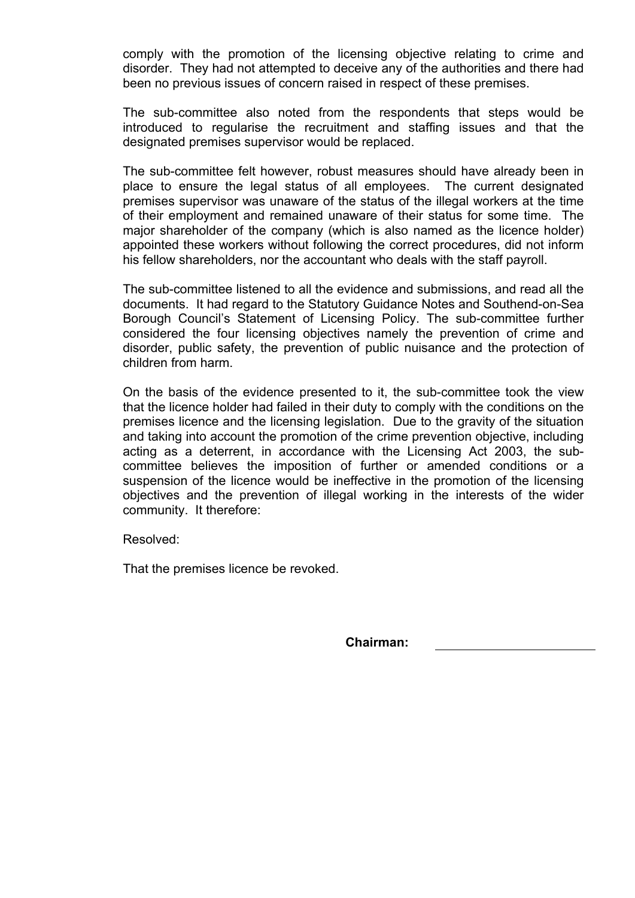comply with the promotion of the licensing objective relating to crime and disorder. They had not attempted to deceive any of the authorities and there had been no previous issues of concern raised in respect of these premises.

The sub-committee also noted from the respondents that steps would be introduced to regularise the recruitment and staffing issues and that the designated premises supervisor would be replaced.

The sub-committee felt however, robust measures should have already been in place to ensure the legal status of all employees. The current designated premises supervisor was unaware of the status of the illegal workers at the time of their employment and remained unaware of their status for some time. The major shareholder of the company (which is also named as the licence holder) appointed these workers without following the correct procedures, did not inform his fellow shareholders, nor the accountant who deals with the staff payroll.

The sub-committee listened to all the evidence and submissions, and read all the documents. It had regard to the Statutory Guidance Notes and Southend-on-Sea Borough Council's Statement of Licensing Policy. The sub-committee further considered the four licensing objectives namely the prevention of crime and disorder, public safety, the prevention of public nuisance and the protection of children from harm.

On the basis of the evidence presented to it, the sub-committee took the view that the licence holder had failed in their duty to comply with the conditions on the premises licence and the licensing legislation. Due to the gravity of the situation and taking into account the promotion of the crime prevention objective, including acting as a deterrent, in accordance with the Licensing Act 2003, the sub-committee believes the imposition of further or amended conditions or a suspension of the licence would be ineffective in the promotion of the licensing objectives and the prevention of illegal working in the interests of the wider community. It therefore:

Resolved:

That the premises licence be revoked.

**Chairman:** ________________________